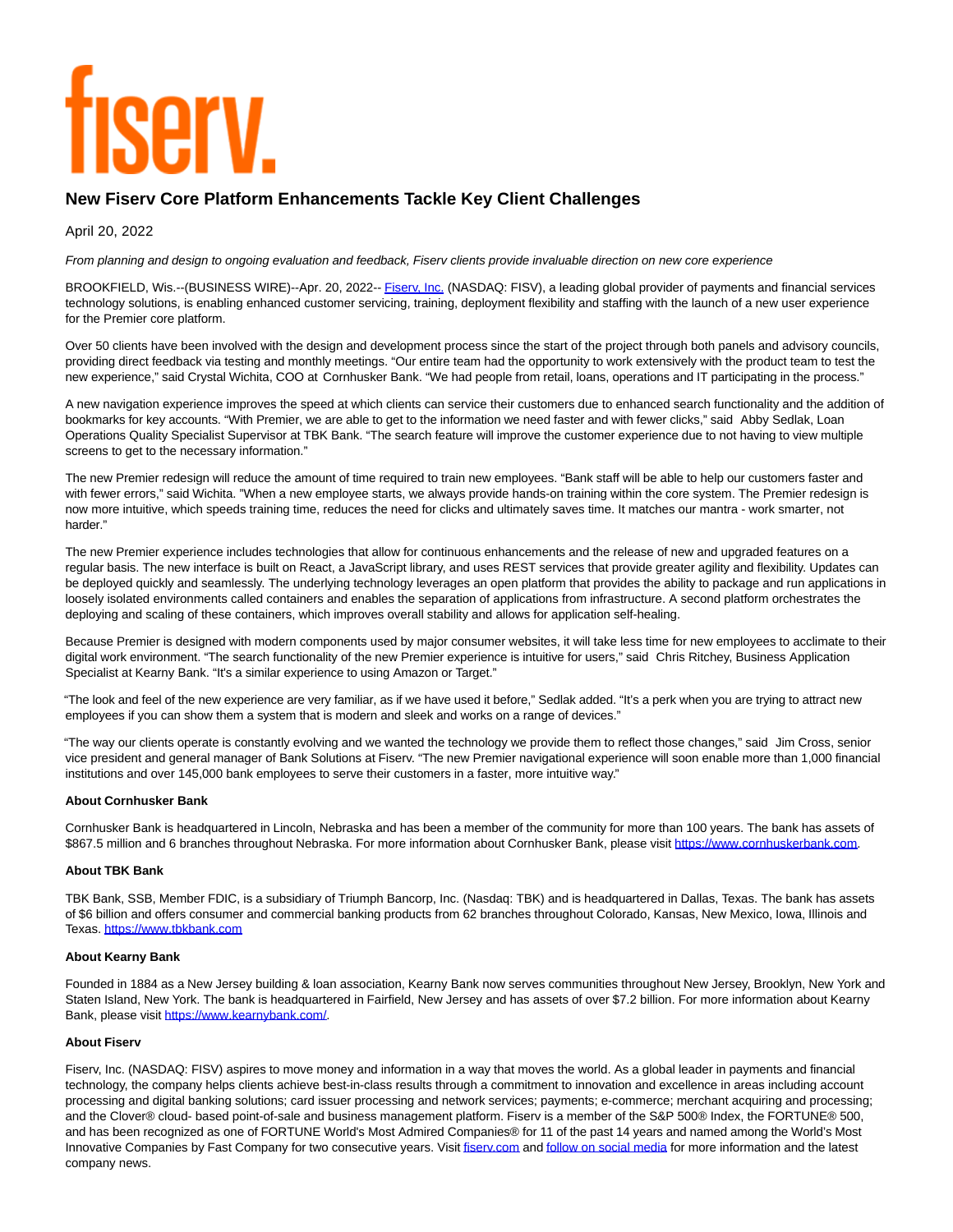# New Fiserv Core Platform Enhancements Tackle Key Client Challenges

April 20, 2022

*From planning and design to ongoing evaluation and feedback, Fiserv clients provide invaluable direction on new core experience*

BROOKFIELD, Wis.--(BUSINESS WIRE)--Apr. 20, 2022-- [Fiserv, Inc.](#) (NASDAQ: FISV), a leading global provider of payments and financial services technology solutions, is enabling enhanced customer servicing, training, deployment flexibility and staffing with the launch of a new user experience for the Premier core platform.

Over 50 clients have been involved with the design and development process since the start of the project through both panels and advisory councils, providing direct feedback via testing and monthly meetings. "Our entire team had the opportunity to work extensively with the product team to test the new experience," said Crystal Wichita, COO at Cornhusker Bank. "We had people from retail, loans, operations and IT participating in the process."

A new navigation experience improves the speed at which clients can service their customers due to enhanced search functionality and the addition of bookmarks for key accounts. "With Premier, we are able to get to the information we need faster and with fewer clicks," said Abby Sedlak, Loan Operations Quality Specialist Supervisor at TBK Bank. "The search feature will improve the customer experience due to not having to view multiple screens to get to the necessary information."

The new Premier redesign will reduce the amount of time required to train new employees. "Bank staff will be able to help our customers faster and with fewer errors," said Wichita. "When a new employee starts, we always provide hands-on training within the core system. The Premier redesign is now more intuitive, which speeds training time, reduces the need for clicks and ultimately saves time. It matches our mantra - work smarter, not harder."

The new Premier experience includes technologies that allow for continuous enhancements and the release of new and upgraded features on a regular basis. The new interface is built on React, a JavaScript library, and uses REST services that provide greater agility and flexibility. Updates can be deployed quickly and seamlessly. The underlying technology leverages an open platform that provides the ability to package and run applications in loosely isolated environments called containers and enables the separation of applications from infrastructure. A second platform orchestrates the deploying and scaling of these containers, which improves overall stability and allows for application self-healing.

Because Premier is designed with modern components used by major consumer websites, it will take less time for new employees to acclimate to their digital work environment. "The search functionality of the new Premier experience is intuitive for users," said Chris Ritchey, Business Application Specialist at Kearny Bank. "It's a similar experience to using Amazon or Target."

"The look and feel of the new experience are very familiar, as if we have used it before," Sedlak added. "It's a perk when you are trying to attract new employees if you can show them a system that is modern and sleek and works on a range of devices."

"The way our clients operate is constantly evolving and we wanted the technology we provide them to reflect those changes," said Jim Cross, senior vice president and general manager of Bank Solutions at Fiserv. "The new Premier navigational experience will soon enable more than 1,000 financial institutions and over 145,000 bank employees to serve their customers in a faster, more intuitive way."

**About Cornhusker Bank**

Cornhusker Bank is headquartered in Lincoln, Nebraska and has been a member of the community for more than 100 years. The bank has assets of $867.5 million and 6 branches throughout Nebraska. For more information about Cornhusker Bank, please visit https://www.cornhuskerbank.com.

**About TBK Bank**

TBK Bank, SSB, Member FDIC, is a subsidiary of Triumph Bancorp, Inc. (Nasdaq: TBK) and is headquartered in Dallas, Texas. The bank has assets of $6 billion and offers consumer and commercial banking products from 62 branches throughout Colorado, Kansas, New Mexico, Iowa, Illinois and Texas. https://www.tbkbank.com

**About Kearny Bank**

Founded in 1884 as a New Jersey building & loan association, Kearny Bank now serves communities throughout New Jersey, Brooklyn, New York and Staten Island, New York. The bank is headquartered in Fairfield, New Jersey and has assets of over $7.2 billion. For more information about Kearny Bank, please visit https://www.kearnybank.com/.

**About Fiserv**

Fiserv, Inc. (NASDAQ: FISV) aspires to move money and information in a way that moves the world. As a global leader in payments and financial technology, the company helps clients achieve best-in-class results through a commitment to innovation and excellence in areas including account processing and digital banking solutions; card issuer processing and network services; payments; e-commerce; merchant acquiring and processing; and the Clover® cloud- based point-of-sale and business management platform. Fiserv is a member of the S&P 500® Index, the FORTUNE® 500, and has been recognized as one of FORTUNE World's Most Admired Companies® for 11 of the past 14 years and named among the World's Most Innovative Companies by Fast Company for two consecutive years. Visit fiserv.com and follow on social media for more information and the latest company news.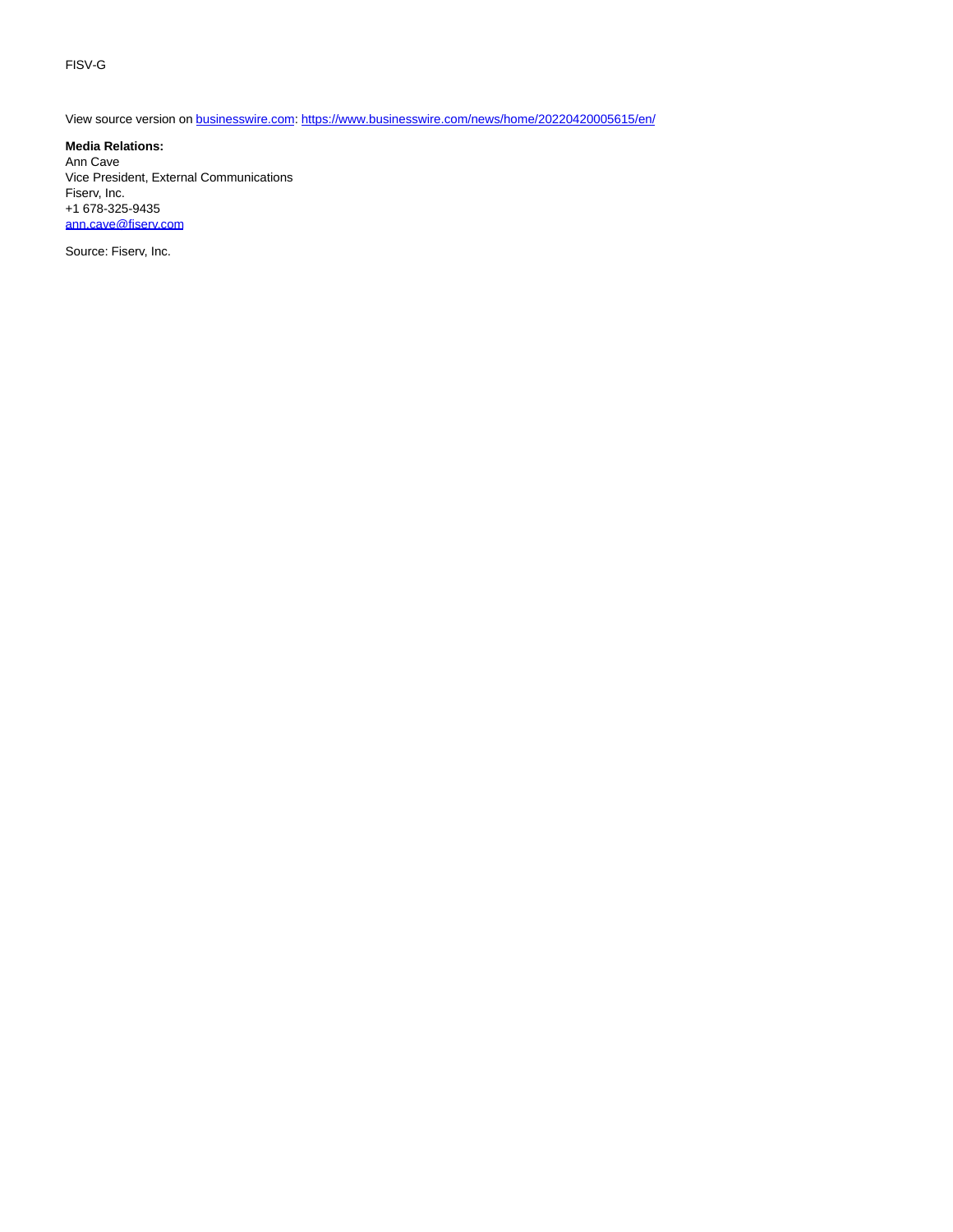FISV-G

View source version on businesswire.com: https://www.businesswire.com/news/home/20220420005615/en/

**Media Relations:**
Ann Cave
Vice President, External Communications
Fiserv, Inc.
+1 678-325-9435
ann.cave@fiserv.com

Source: Fiserv, Inc.